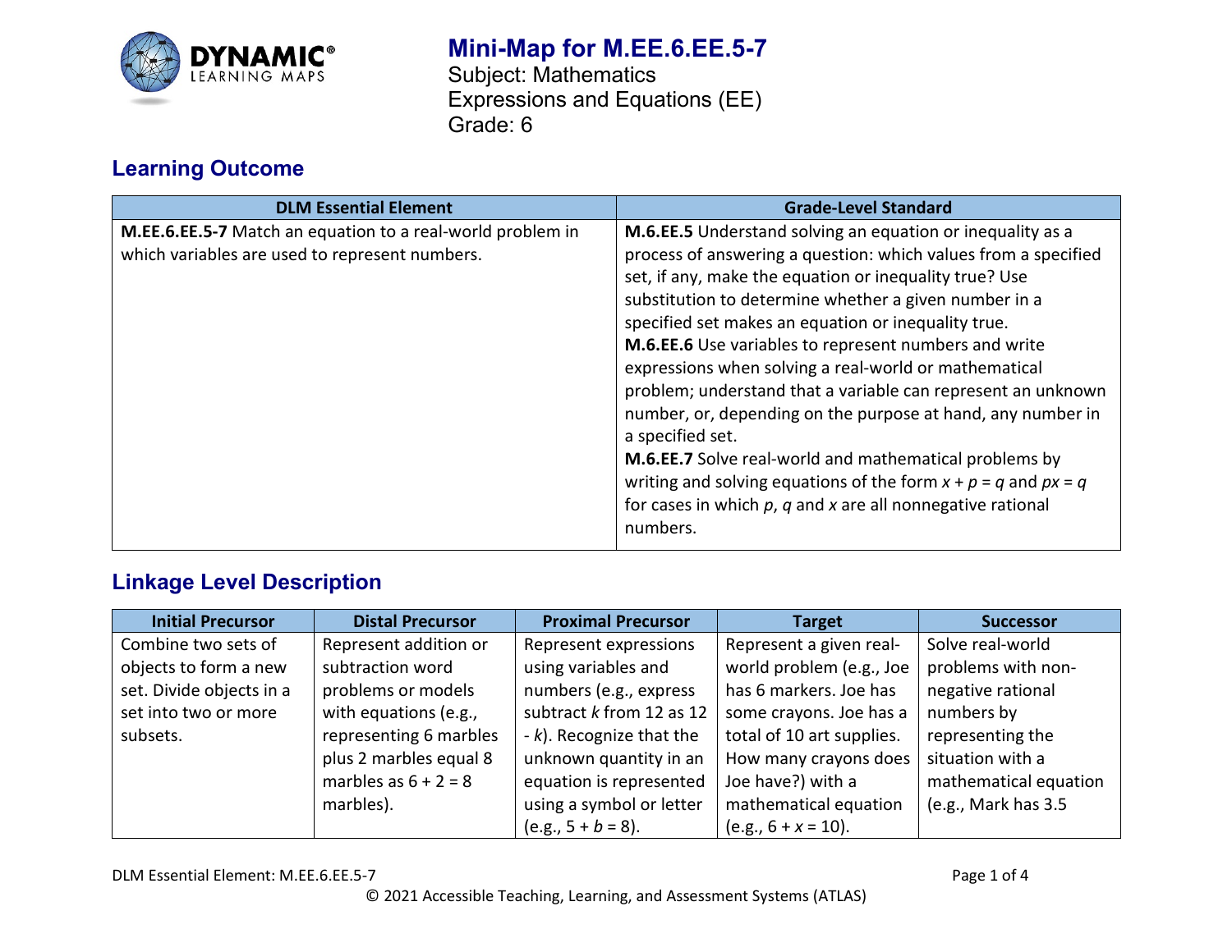# Mini-Map for M.EE.6.EE.5-7

Subject: Mathematics
Expressions and Equations (EE)
Grade: 6

## Learning Outcome

| DLM Essential Element | Grade-Level Standard |
|---|---|
| **M.EE.6.EE.5-7** Match an equation to a real-world problem in which variables are used to represent numbers. | **M.6.EE.5** Understand solving an equation or inequality as a process of answering a question: which values from a specified set, if any, make the equation or inequality true? Use substitution to determine whether a given number in a specified set makes an equation or inequality true. **M.6.EE.6** Use variables to represent numbers and write expressions when solving a real-world or mathematical problem; understand that a variable can represent an unknown number, or, depending on the purpose at hand, any number in a specified set. **M.6.EE.7** Solve real-world and mathematical problems by writing and solving equations of the form $x + p = q$ and $px = q$ for cases in which $p$, $q$ and $x$ are all nonnegative rational numbers. |

## Linkage Level Description

| Initial Precursor | Distal Precursor | Proximal Precursor | Target | Successor |
|---|---|---|---|---|
| Combine two sets of objects to form a new set. Divide objects in a set into two or more subsets. | Represent addition or subtraction word problems or models with equations (e.g., representing 6 marbles plus 2 marbles equal 8 marbles as $6 + 2 = 8$ marbles). | Represent expressions using variables and numbers (e.g., express subtract $k$ from 12 as $12 - k$). Recognize that the unknown quantity in an equation is represented using a symbol or letter (e.g., $5 + b = 8$). | Represent a given real-world problem (e.g., Joe has 6 markers. Joe has some crayons. Joe has a total of 10 art supplies. How many crayons does Joe have?) with a mathematical equation (e.g., $6 + x = 10$). | Solve real-world problems with non-negative rational numbers by representing the situation with a mathematical equation (e.g., Mark has 3.5 |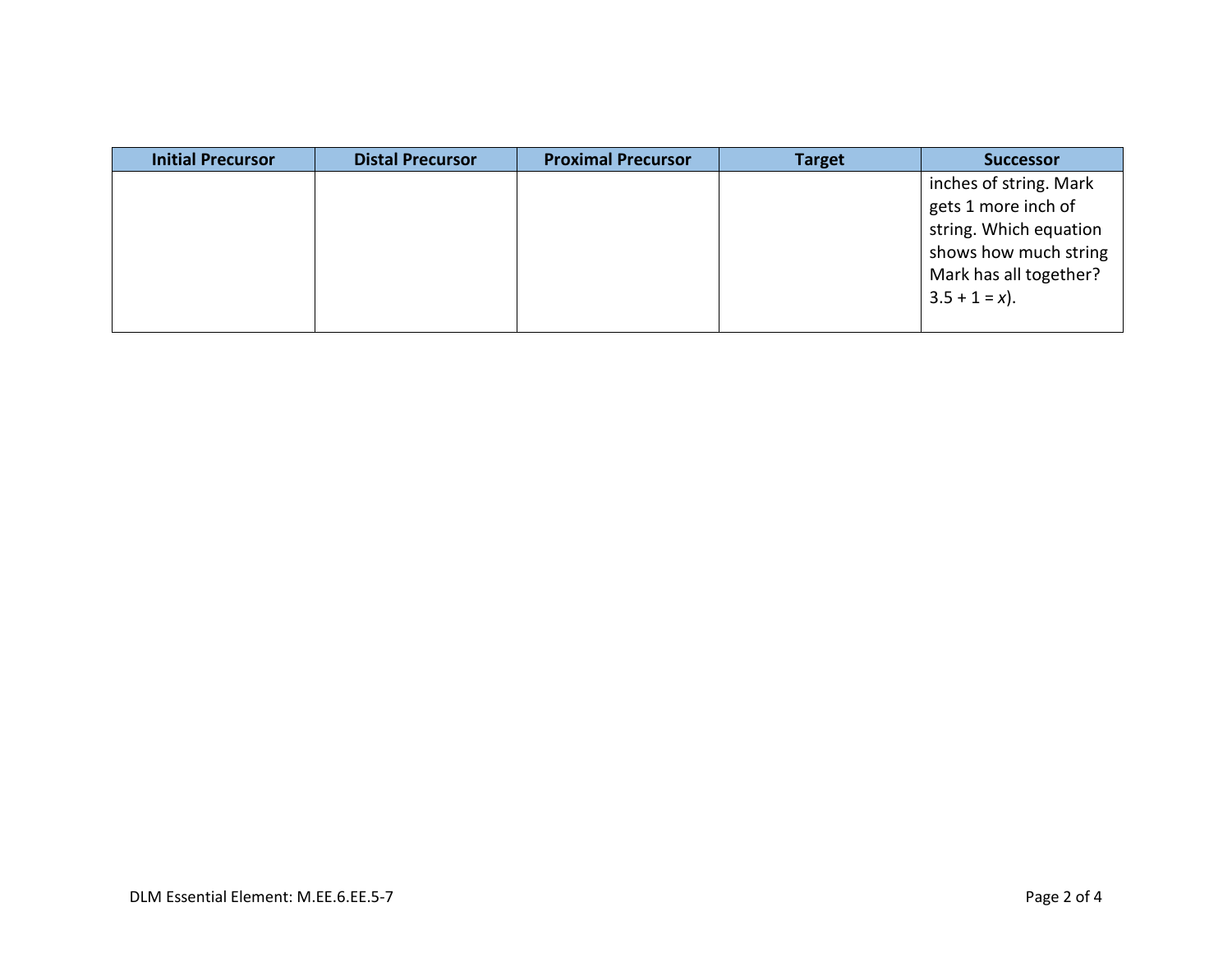| Initial Precursor | Distal Precursor | Proximal Precursor | Target | Successor |
|---|---|---|---|---|
| | | | | inches of string. Mark gets 1 more inch of string. Which equation shows how much string Mark has all together? $3.5 + 1 = x$). |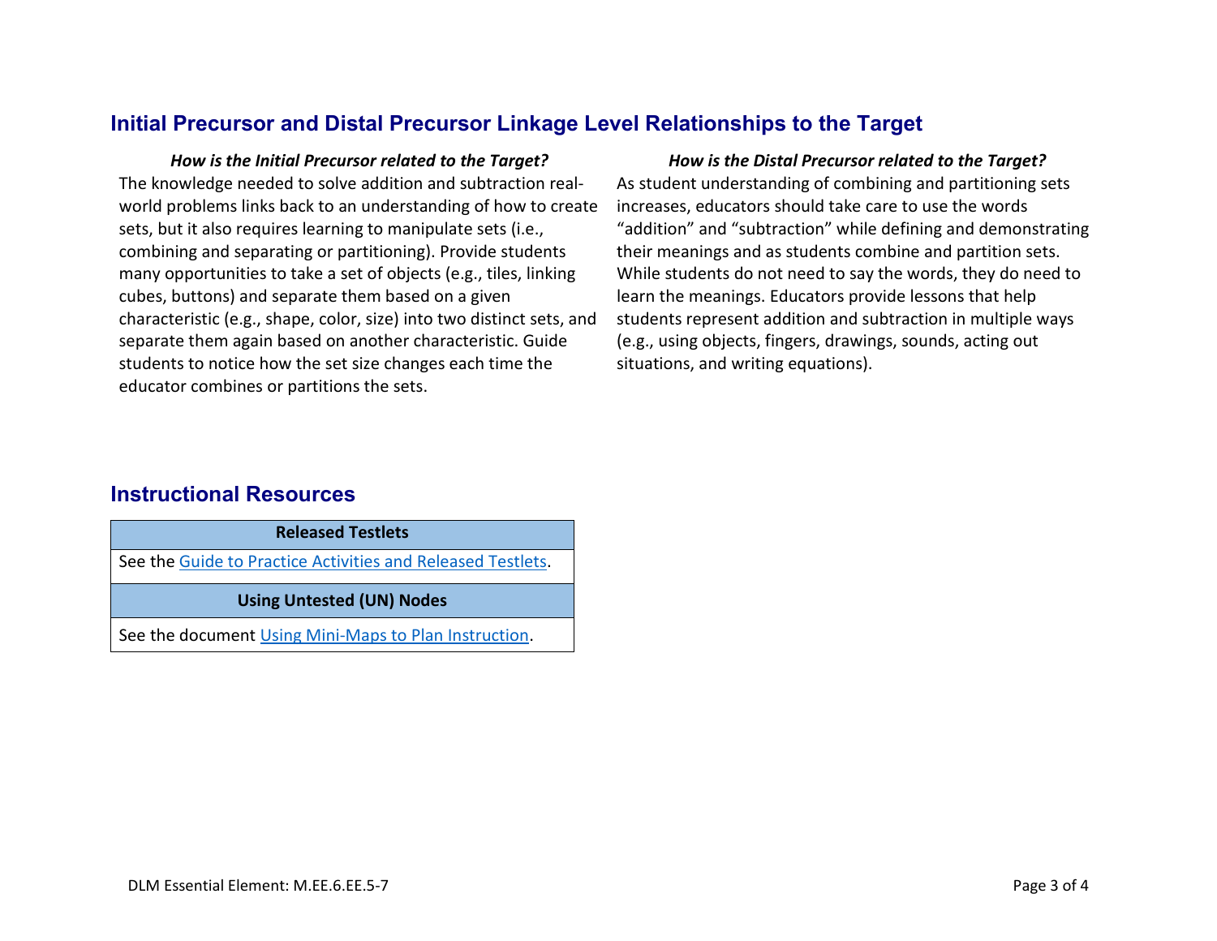## Initial Precursor and Distal Precursor Linkage Level Relationships to the Target

***How is the Initial Precursor related to the Target?***

The knowledge needed to solve addition and subtraction real-world problems links back to an understanding of how to create sets, but it also requires learning to manipulate sets (i.e., combining and separating or partitioning). Provide students many opportunities to take a set of objects (e.g., tiles, linking cubes, buttons) and separate them based on a given characteristic (e.g., shape, color, size) into two distinct sets, and separate them again based on another characteristic. Guide students to notice how the set size changes each time the educator combines or partitions the sets.

***How is the Distal Precursor related to the Target?***

As student understanding of combining and partitioning sets increases, educators should take care to use the words "addition" and "subtraction" while defining and demonstrating their meanings and as students combine and partition sets. While students do not need to say the words, they do need to learn the meanings. Educators provide lessons that help students represent addition and subtraction in multiple ways (e.g., using objects, fingers, drawings, sounds, acting out situations, and writing equations).

## Instructional Resources

| Released Testlets |
| --- |
| See the Guide to Practice Activities and Released Testlets. |
| **Using Untested (UN) Nodes** |
| See the document Using Mini-Maps to Plan Instruction. |

DLM Essential Element: M.EE.6.EE.5-7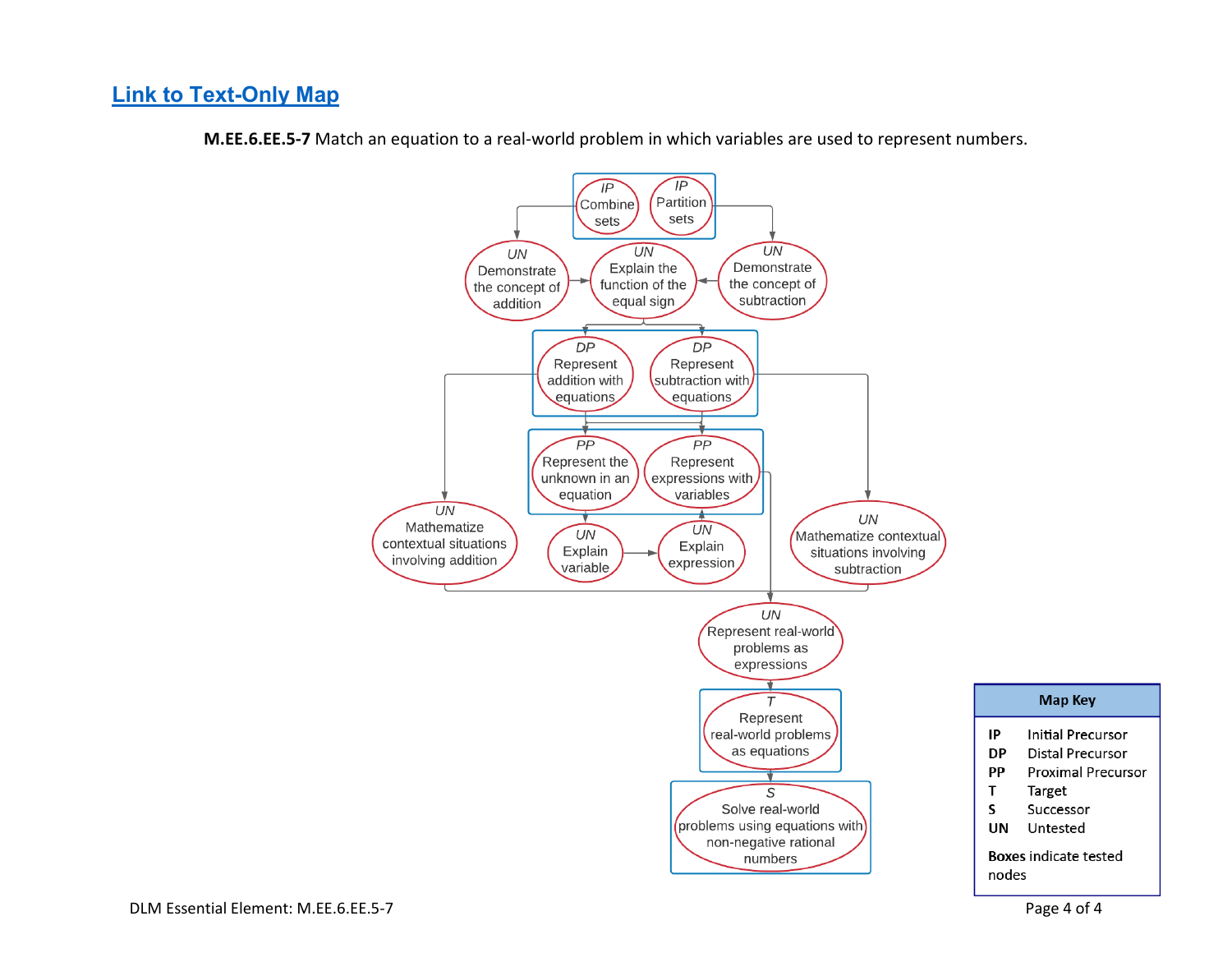[Link to Text-Only Map]

**M.EE.6.EE.5-7** Match an equation to a real-world problem in which variables are used to represent numbers.

IP
Combine sets

IP
Partition sets

UN
Demonstrate the concept of addition

UN
Explain the function of the equal sign

UN
Demonstrate the concept of subtraction

DP
Represent addition with equations

DP
Represent subtraction with equations

PP
Represent the unknown in an equation

PP
Represent expressions with variables

UN
Mathematize contextual situations involving addition

UN
Explain variable

UN
Explain expression

UN
Mathematize contextual situations involving subtraction

UN
Represent real-world problems as expressions

T
Represent real-world problems as equations

S
Solve real-world problems using equations with non-negative rational numbers

**Map Key**

| | |
|---|---|
| **IP** | Initial Precursor |
| **DP** | Distal Precursor |
| **PP** | Proximal Precursor |
| **T** | Target |
| **S** | Successor |
| **UN** | Untested |

**Boxes** indicate tested nodes

DLM Essential Element: M.EE.6.EE.5-7